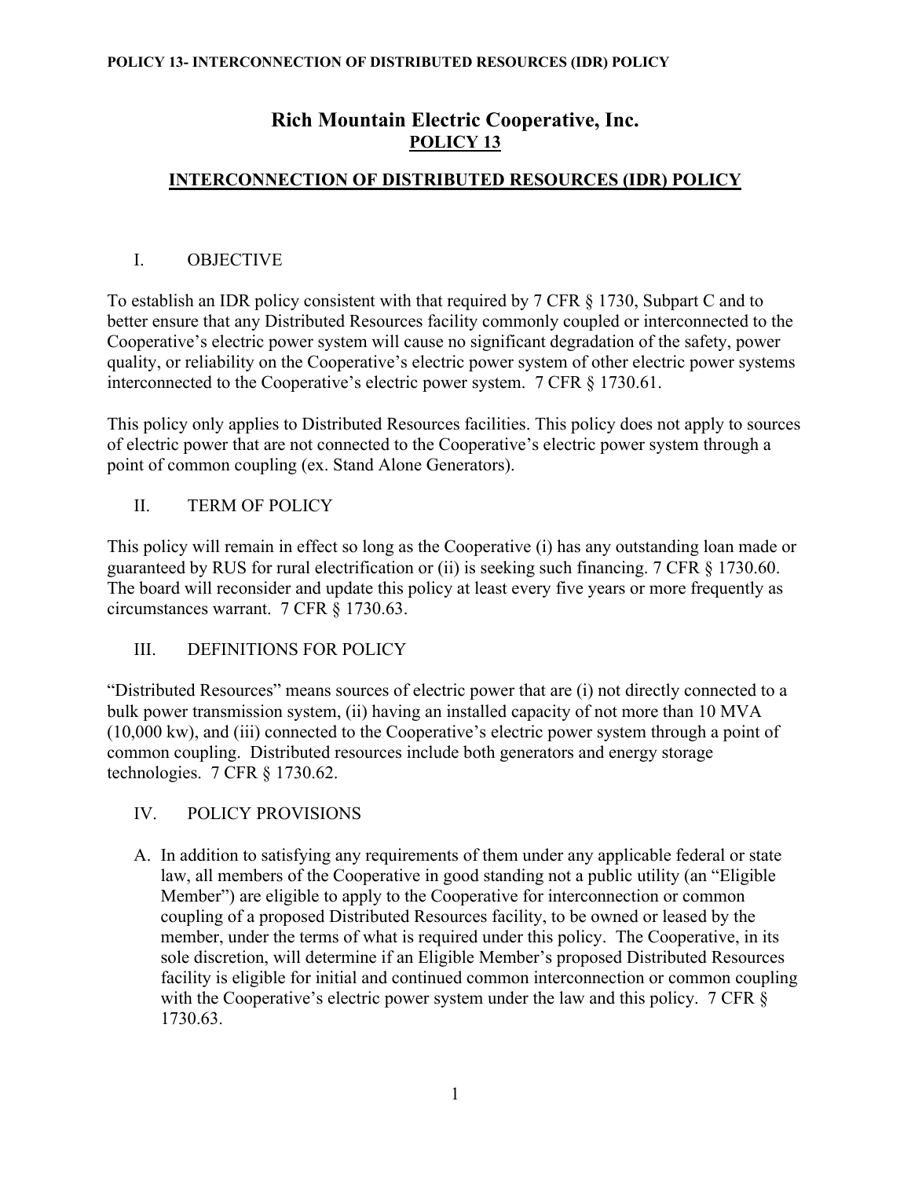# Rich Mountain Electric Cooperative, Inc.

## POLICY 13

## INTERCONNECTION OF DISTRIBUTED RESOURCES (IDR) POLICY

### I. OBJECTIVE

To establish an IDR policy consistent with that required by 7 CFR § 1730, Subpart C and to better ensure that any Distributed Resources facility commonly coupled or interconnected to the Cooperative's electric power system will cause no significant degradation of the safety, power quality, or reliability on the Cooperative's electric power system of other electric power systems interconnected to the Cooperative's electric power system. 7 CFR § 1730.61.

This policy only applies to Distributed Resources facilities. This policy does not apply to sources of electric power that are not connected to the Cooperative's electric power system through a point of common coupling (ex. Stand Alone Generators).

### II. TERM OF POLICY

This policy will remain in effect so long as the Cooperative (i) has any outstanding loan made or guaranteed by RUS for rural electrification or (ii) is seeking such financing. 7 CFR § 1730.60. The board will reconsider and update this policy at least every five years or more frequently as circumstances warrant. 7 CFR § 1730.63.

### III. DEFINITIONS FOR POLICY

"Distributed Resources" means sources of electric power that are (i) not directly connected to a bulk power transmission system, (ii) having an installed capacity of not more than 10 MVA (10,000 kw), and (iii) connected to the Cooperative's electric power system through a point of common coupling. Distributed resources include both generators and energy storage technologies. 7 CFR § 1730.62.

### IV. POLICY PROVISIONS

A. In addition to satisfying any requirements of them under any applicable federal or state law, all members of the Cooperative in good standing not a public utility (an "Eligible Member") are eligible to apply to the Cooperative for interconnection or common coupling of a proposed Distributed Resources facility, to be owned or leased by the member, under the terms of what is required under this policy. The Cooperative, in its sole discretion, will determine if an Eligible Member's proposed Distributed Resources facility is eligible for initial and continued common interconnection or common coupling with the Cooperative's electric power system under the law and this policy. 7 CFR § 1730.63.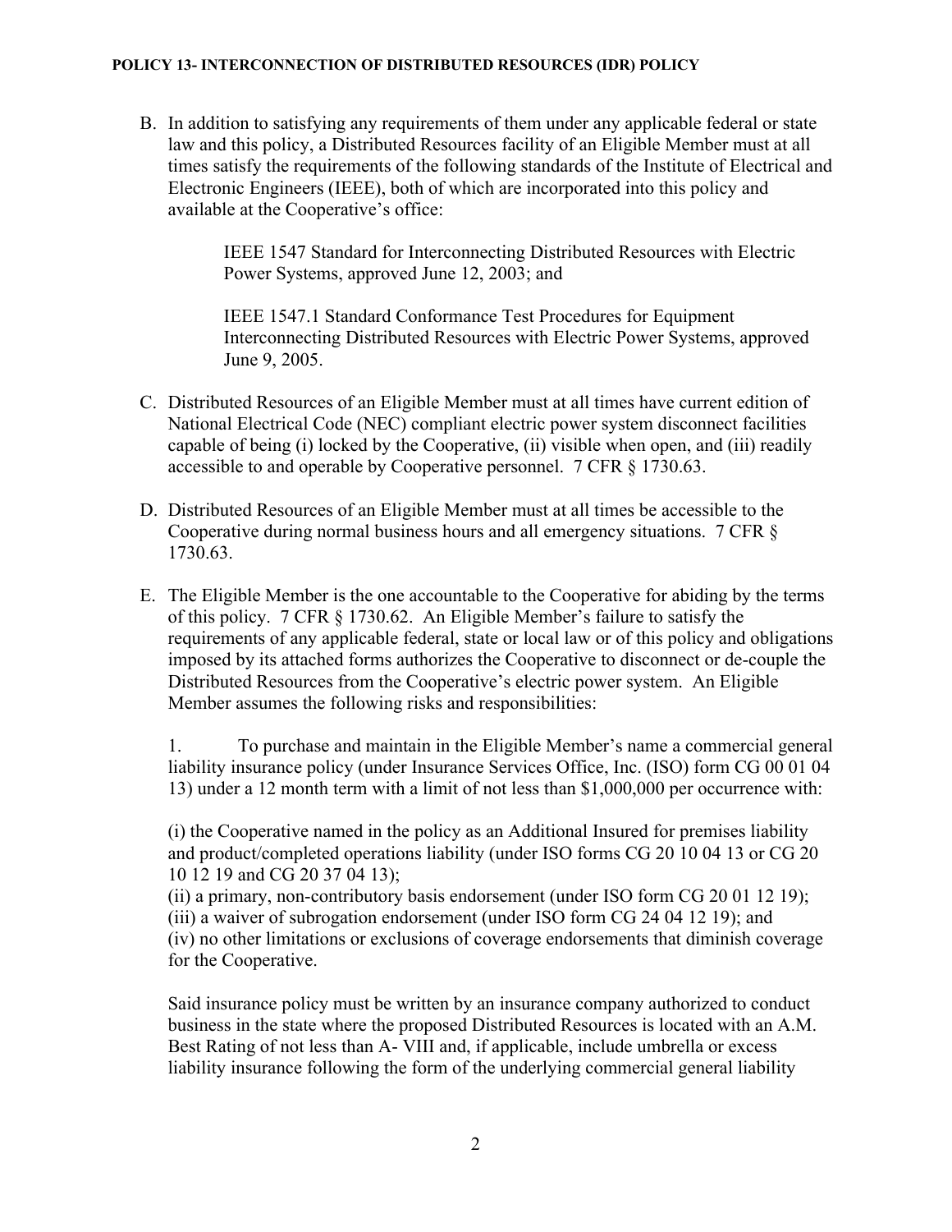B. In addition to satisfying any requirements of them under any applicable federal or state law and this policy, a Distributed Resources facility of an Eligible Member must at all times satisfy the requirements of the following standards of the Institute of Electrical and Electronic Engineers (IEEE), both of which are incorporated into this policy and available at the Cooperative's office:

   IEEE 1547 Standard for Interconnecting Distributed Resources with Electric Power Systems, approved June 12, 2003; and

   IEEE 1547.1 Standard Conformance Test Procedures for Equipment Interconnecting Distributed Resources with Electric Power Systems, approved June 9, 2005.

C. Distributed Resources of an Eligible Member must at all times have current edition of National Electrical Code (NEC) compliant electric power system disconnect facilities capable of being (i) locked by the Cooperative, (ii) visible when open, and (iii) readily accessible to and operable by Cooperative personnel. 7 CFR § 1730.63.

D. Distributed Resources of an Eligible Member must at all times be accessible to the Cooperative during normal business hours and all emergency situations. 7 CFR § 1730.63.

E. The Eligible Member is the one accountable to the Cooperative for abiding by the terms of this policy. 7 CFR § 1730.62. An Eligible Member's failure to satisfy the requirements of any applicable federal, state or local law or of this policy and obligations imposed by its attached forms authorizes the Cooperative to disconnect or de-couple the Distributed Resources from the Cooperative's electric power system. An Eligible Member assumes the following risks and responsibilities:

   1. To purchase and maintain in the Eligible Member's name a commercial general liability insurance policy (under Insurance Services Office, Inc. (ISO) form CG 00 01 04 13) under a 12 month term with a limit of not less than $1,000,000 per occurrence with:

   (i) the Cooperative named in the policy as an Additional Insured for premises liability and product/completed operations liability (under ISO forms CG 20 10 04 13 or CG 20 10 12 19 and CG 20 37 04 13);
   (ii) a primary, non-contributory basis endorsement (under ISO form CG 20 01 12 19);
   (iii) a waiver of subrogation endorsement (under ISO form CG 24 04 12 19); and
   (iv) no other limitations or exclusions of coverage endorsements that diminish coverage for the Cooperative.

   Said insurance policy must be written by an insurance company authorized to conduct business in the state where the proposed Distributed Resources is located with an A.M. Best Rating of not less than A- VIII and, if applicable, include umbrella or excess liability insurance following the form of the underlying commercial general liability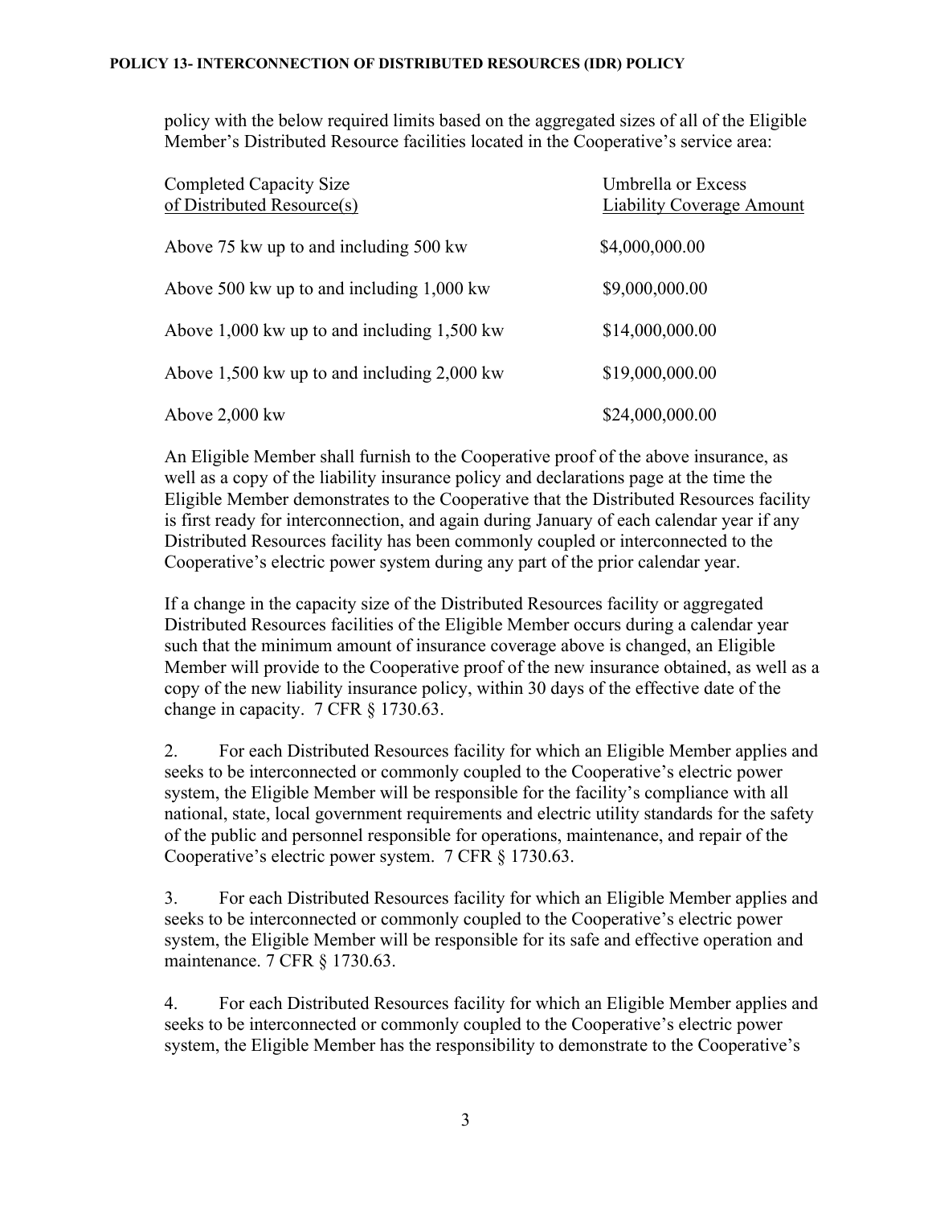policy with the below required limits based on the aggregated sizes of all of the Eligible Member's Distributed Resource facilities located in the Cooperative's service area:

| Completed Capacity Size of Distributed Resource(s) | Umbrella or Excess Liability Coverage Amount |
|---|---|
| Above 75 kw up to and including 500 kw | \$4,000,000.00 |
| Above 500 kw up to and including 1,000 kw | \$9,000,000.00 |
| Above 1,000 kw up to and including 1,500 kw | \$14,000,000.00 |
| Above 1,500 kw up to and including 2,000 kw | \$19,000,000.00 |
| Above 2,000 kw | \$24,000,000.00 |

An Eligible Member shall furnish to the Cooperative proof of the above insurance, as well as a copy of the liability insurance policy and declarations page at the time the Eligible Member demonstrates to the Cooperative that the Distributed Resources facility is first ready for interconnection, and again during January of each calendar year if any Distributed Resources facility has been commonly coupled or interconnected to the Cooperative's electric power system during any part of the prior calendar year.

If a change in the capacity size of the Distributed Resources facility or aggregated Distributed Resources facilities of the Eligible Member occurs during a calendar year such that the minimum amount of insurance coverage above is changed, an Eligible Member will provide to the Cooperative proof of the new insurance obtained, as well as a copy of the new liability insurance policy, within 30 days of the effective date of the change in capacity. 7 CFR § 1730.63.

2. For each Distributed Resources facility for which an Eligible Member applies and seeks to be interconnected or commonly coupled to the Cooperative's electric power system, the Eligible Member will be responsible for the facility's compliance with all national, state, local government requirements and electric utility standards for the safety of the public and personnel responsible for operations, maintenance, and repair of the Cooperative's electric power system. 7 CFR § 1730.63.

3. For each Distributed Resources facility for which an Eligible Member applies and seeks to be interconnected or commonly coupled to the Cooperative's electric power system, the Eligible Member will be responsible for its safe and effective operation and maintenance. 7 CFR § 1730.63.

4. For each Distributed Resources facility for which an Eligible Member applies and seeks to be interconnected or commonly coupled to the Cooperative's electric power system, the Eligible Member has the responsibility to demonstrate to the Cooperative's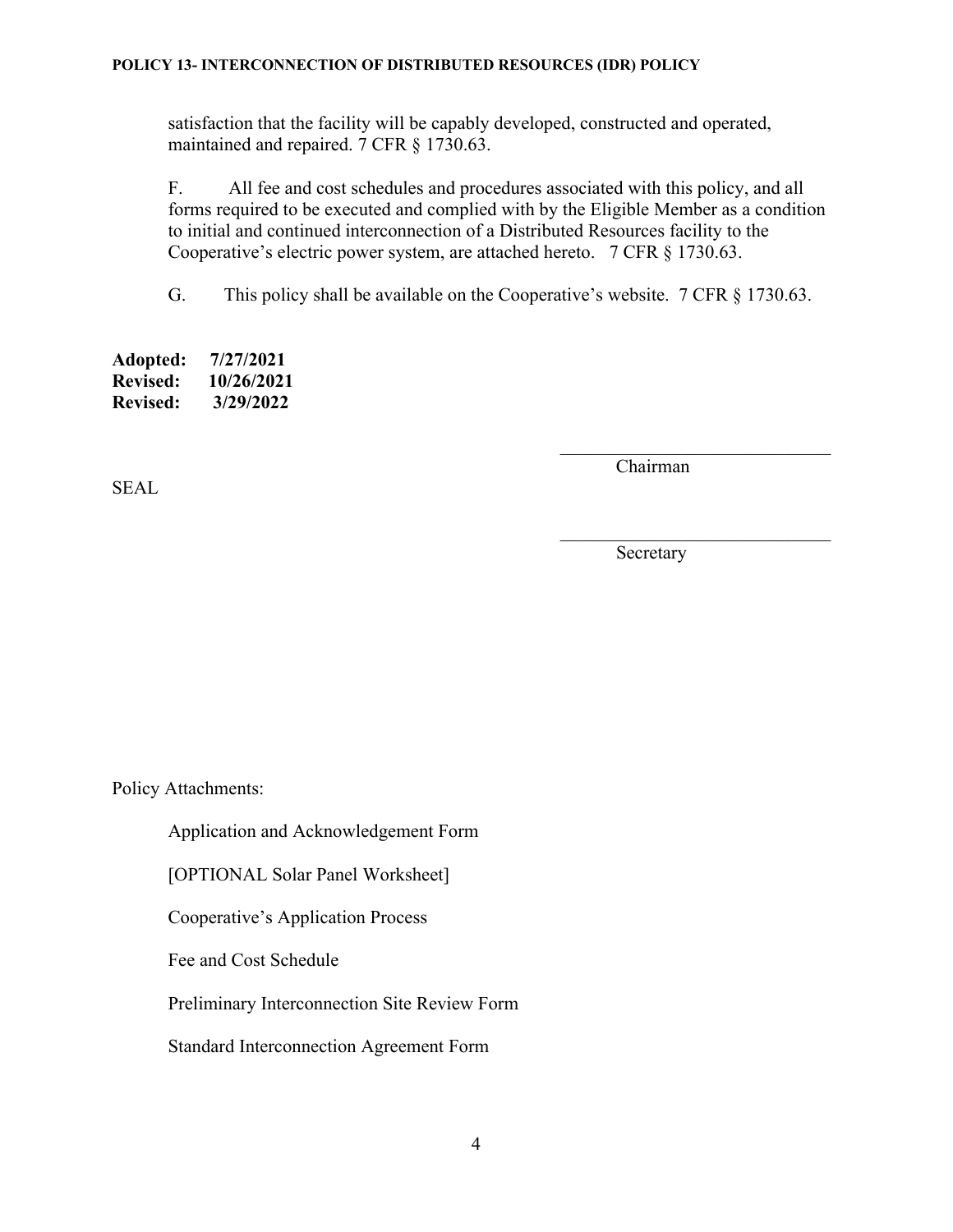satisfaction that the facility will be capably developed, constructed and operated, maintained and repaired. 7 CFR § 1730.63.

F. All fee and cost schedules and procedures associated with this policy, and all forms required to be executed and complied with by the Eligible Member as a condition to initial and continued interconnection of a Distributed Resources facility to the Cooperative's electric power system, are attached hereto. 7 CFR § 1730.63.

G. This policy shall be available on the Cooperative's website. 7 CFR § 1730.63.

**Adopted: 7/27/2021**
**Revised: 10/26/2021**
**Revised: 3/29/2022**

\_\_\_\_\_\_\_\_\_\_\_\_\_\_\_\_\_\_\_\_\_\_\_\_\_\_\_\_\_\_
Chairman

SEAL

\_\_\_\_\_\_\_\_\_\_\_\_\_\_\_\_\_\_\_\_\_\_\_\_\_\_\_\_\_\_
Secretary

Policy Attachments:

Application and Acknowledgement Form

[OPTIONAL Solar Panel Worksheet]

Cooperative's Application Process

Fee and Cost Schedule

Preliminary Interconnection Site Review Form

Standard Interconnection Agreement Form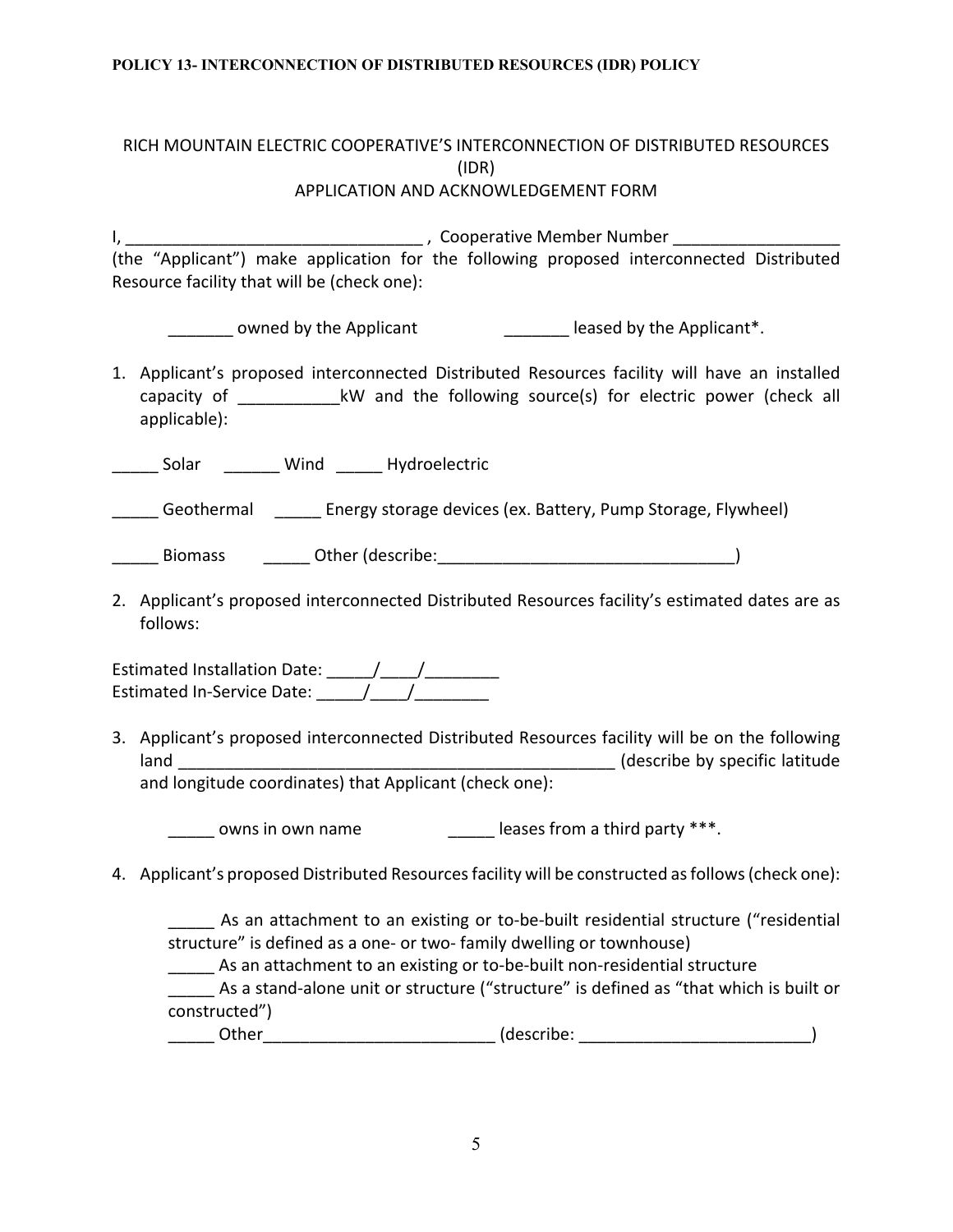RICH MOUNTAIN ELECTRIC COOPERATIVE'S INTERCONNECTION OF DISTRIBUTED RESOURCES (IDR)
APPLICATION AND ACKNOWLEDGEMENT FORM

I, ________________________________ , Cooperative Member Number _________________ (the "Applicant") make application for the following proposed interconnected Distributed Resource facility that will be (check one):

_______ owned by the Applicant _______ leased by the Applicant*.

1. Applicant's proposed interconnected Distributed Resources facility will have an installed capacity of ___________kW and the following source(s) for electric power (check all applicable):

_____ Solar ______ Wind _____ Hydroelectric

_____ Geothermal _____ Energy storage devices (ex. Battery, Pump Storage, Flywheel)

_____ Biomass _____ Other (describe:________________________________)

2. Applicant's proposed interconnected Distributed Resources facility's estimated dates are as follows:

Estimated Installation Date: _____/____/________
Estimated In-Service Date: _____/____/________

3. Applicant's proposed interconnected Distributed Resources facility will be on the following land _______________________________________________ (describe by specific latitude and longitude coordinates) that Applicant (check one):

_____ owns in own name _____ leases from a third party ***.

4. Applicant's proposed Distributed Resources facility will be constructed as follows (check one):

_____ As an attachment to an existing or to-be-built residential structure ("residential structure" is defined as a one- or two- family dwelling or townhouse)
_____ As an attachment to an existing or to-be-built non-residential structure
_____ As a stand-alone unit or structure ("structure" is defined as "that which is built or constructed")
_____ Other_________________________ (describe: _________________________)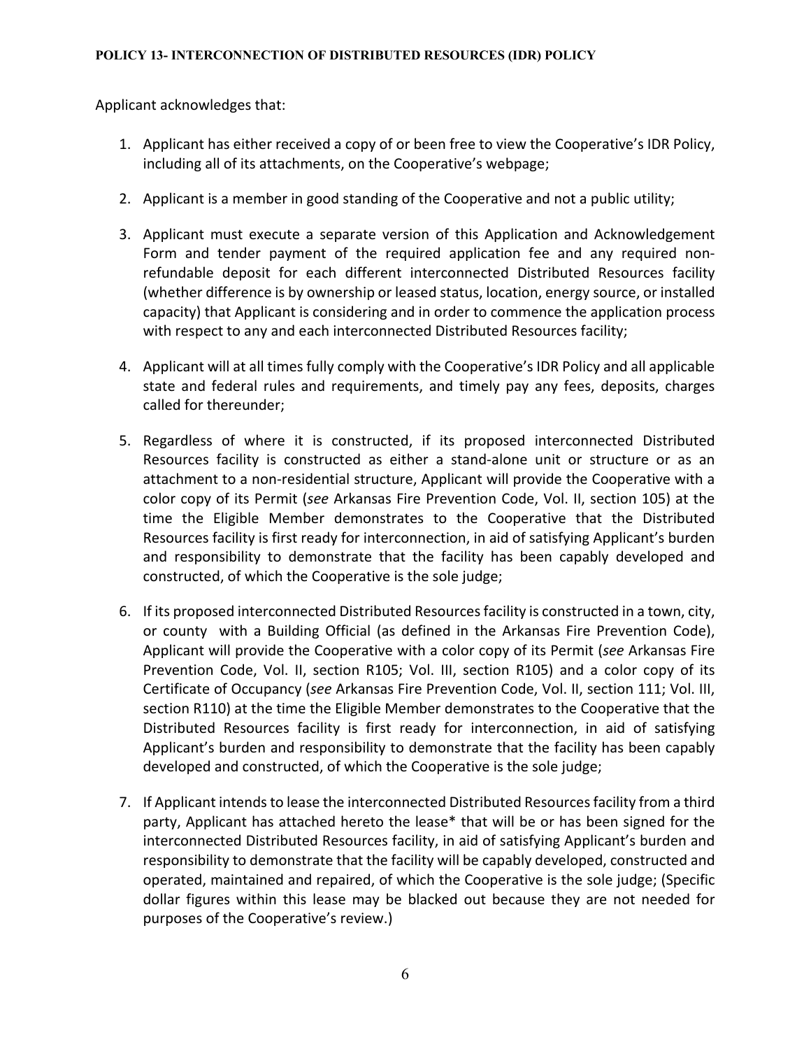Applicant acknowledges that:

1. Applicant has either received a copy of or been free to view the Cooperative's IDR Policy, including all of its attachments, on the Cooperative's webpage;

2. Applicant is a member in good standing of the Cooperative and not a public utility;

3. Applicant must execute a separate version of this Application and Acknowledgement Form and tender payment of the required application fee and any required non-refundable deposit for each different interconnected Distributed Resources facility (whether difference is by ownership or leased status, location, energy source, or installed capacity) that Applicant is considering and in order to commence the application process with respect to any and each interconnected Distributed Resources facility;

4. Applicant will at all times fully comply with the Cooperative's IDR Policy and all applicable state and federal rules and requirements, and timely pay any fees, deposits, charges called for thereunder;

5. Regardless of where it is constructed, if its proposed interconnected Distributed Resources facility is constructed as either a stand-alone unit or structure or as an attachment to a non-residential structure, Applicant will provide the Cooperative with a color copy of its Permit (*see* Arkansas Fire Prevention Code, Vol. II, section 105) at the time the Eligible Member demonstrates to the Cooperative that the Distributed Resources facility is first ready for interconnection, in aid of satisfying Applicant's burden and responsibility to demonstrate that the facility has been capably developed and constructed, of which the Cooperative is the sole judge;

6. If its proposed interconnected Distributed Resources facility is constructed in a town, city, or county with a Building Official (as defined in the Arkansas Fire Prevention Code), Applicant will provide the Cooperative with a color copy of its Permit (*see* Arkansas Fire Prevention Code, Vol. II, section R105; Vol. III, section R105) and a color copy of its Certificate of Occupancy (*see* Arkansas Fire Prevention Code, Vol. II, section 111; Vol. III, section R110) at the time the Eligible Member demonstrates to the Cooperative that the Distributed Resources facility is first ready for interconnection, in aid of satisfying Applicant's burden and responsibility to demonstrate that the facility has been capably developed and constructed, of which the Cooperative is the sole judge;

7. If Applicant intends to lease the interconnected Distributed Resources facility from a third party, Applicant has attached hereto the lease* that will be or has been signed for the interconnected Distributed Resources facility, in aid of satisfying Applicant's burden and responsibility to demonstrate that the facility will be capably developed, constructed and operated, maintained and repaired, of which the Cooperative is the sole judge; (Specific dollar figures within this lease may be blacked out because they are not needed for purposes of the Cooperative's review.)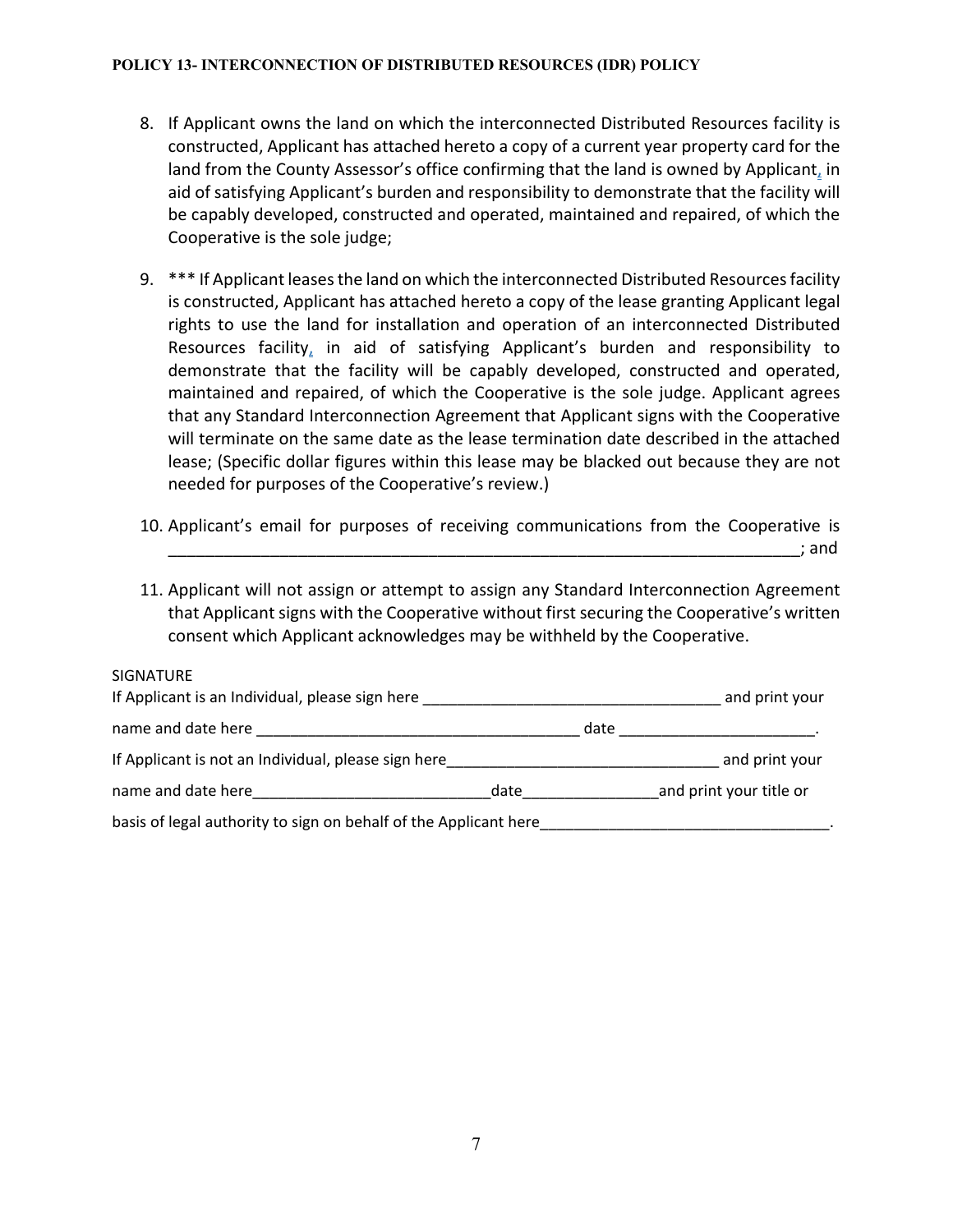8. If Applicant owns the land on which the interconnected Distributed Resources facility is constructed, Applicant has attached hereto a copy of a current year property card for the land from the County Assessor's office confirming that the land is owned by Applicant, in aid of satisfying Applicant's burden and responsibility to demonstrate that the facility will be capably developed, constructed and operated, maintained and repaired, of which the Cooperative is the sole judge;

9. *** If Applicant leases the land on which the interconnected Distributed Resources facility is constructed, Applicant has attached hereto a copy of the lease granting Applicant legal rights to use the land for installation and operation of an interconnected Distributed Resources facility, in aid of satisfying Applicant's burden and responsibility to demonstrate that the facility will be capably developed, constructed and operated, maintained and repaired, of which the Cooperative is the sole judge. Applicant agrees that any Standard Interconnection Agreement that Applicant signs with the Cooperative will terminate on the same date as the lease termination date described in the attached lease; (Specific dollar figures within this lease may be blacked out because they are not needed for purposes of the Cooperative's review.)

10. Applicant's email for purposes of receiving communications from the Cooperative is ______________________________________________________________________; and

11. Applicant will not assign or attempt to assign any Standard Interconnection Agreement that Applicant signs with the Cooperative without first securing the Cooperative's written consent which Applicant acknowledges may be withheld by the Cooperative.

SIGNATURE

If Applicant is an Individual, please sign here ___________________________________ and print your name and date here ______________________________________ date _______________________.

If Applicant is not an Individual, please sign here________________________________ and print your name and date here___________________________date________________and print your title or basis of legal authority to sign on behalf of the Applicant here__________________________________.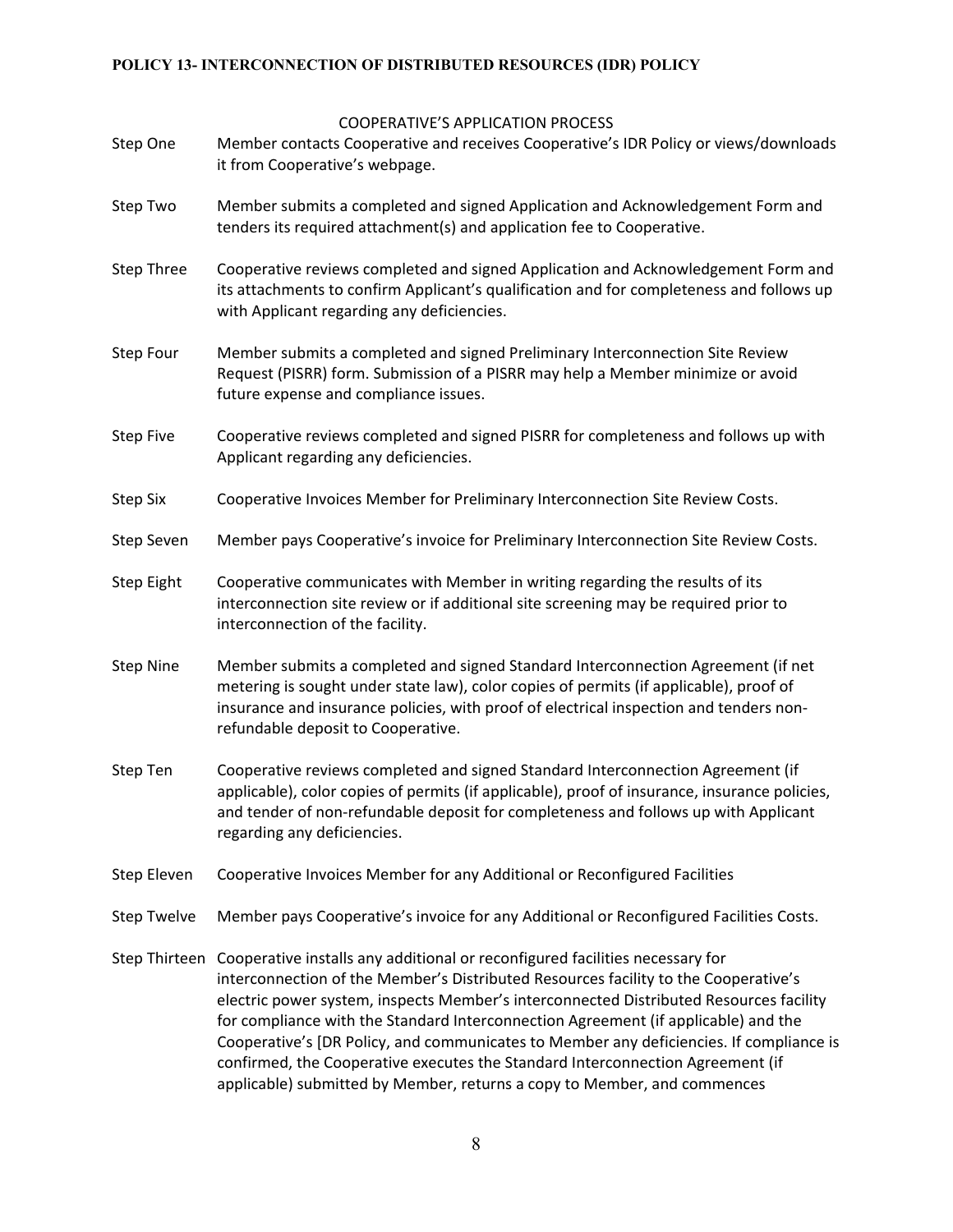COOPERATIVE'S APPLICATION PROCESS

| | |
|---|---|
| Step One | Member contacts Cooperative and receives Cooperative's IDR Policy or views/downloads it from Cooperative's webpage. |
| Step Two | Member submits a completed and signed Application and Acknowledgement Form and tenders its required attachment(s) and application fee to Cooperative. |
| Step Three | Cooperative reviews completed and signed Application and Acknowledgement Form and its attachments to confirm Applicant's qualification and for completeness and follows up with Applicant regarding any deficiencies. |
| Step Four | Member submits a completed and signed Preliminary Interconnection Site Review Request (PISRR) form. Submission of a PISRR may help a Member minimize or avoid future expense and compliance issues. |
| Step Five | Cooperative reviews completed and signed PISRR for completeness and follows up with Applicant regarding any deficiencies. |
| Step Six | Cooperative Invoices Member for Preliminary Interconnection Site Review Costs. |
| Step Seven | Member pays Cooperative's invoice for Preliminary Interconnection Site Review Costs. |
| Step Eight | Cooperative communicates with Member in writing regarding the results of its interconnection site review or if additional site screening may be required prior to interconnection of the facility. |
| Step Nine | Member submits a completed and signed Standard Interconnection Agreement (if net metering is sought under state law), color copies of permits (if applicable), proof of insurance and insurance policies, with proof of electrical inspection and tenders non-refundable deposit to Cooperative. |
| Step Ten | Cooperative reviews completed and signed Standard Interconnection Agreement (if applicable), color copies of permits (if applicable), proof of insurance, insurance policies, and tender of non-refundable deposit for completeness and follows up with Applicant regarding any deficiencies. |
| Step Eleven | Cooperative Invoices Member for any Additional or Reconfigured Facilities |
| Step Twelve | Member pays Cooperative's invoice for any Additional or Reconfigured Facilities Costs. |
| Step Thirteen | Cooperative installs any additional or reconfigured facilities necessary for interconnection of the Member's Distributed Resources facility to the Cooperative's electric power system, inspects Member's interconnected Distributed Resources facility for compliance with the Standard Interconnection Agreement (if applicable) and the Cooperative's [DR Policy, and communicates to Member any deficiencies. If compliance is confirmed, the Cooperative executes the Standard Interconnection Agreement (if applicable) submitted by Member, returns a copy to Member, and commences |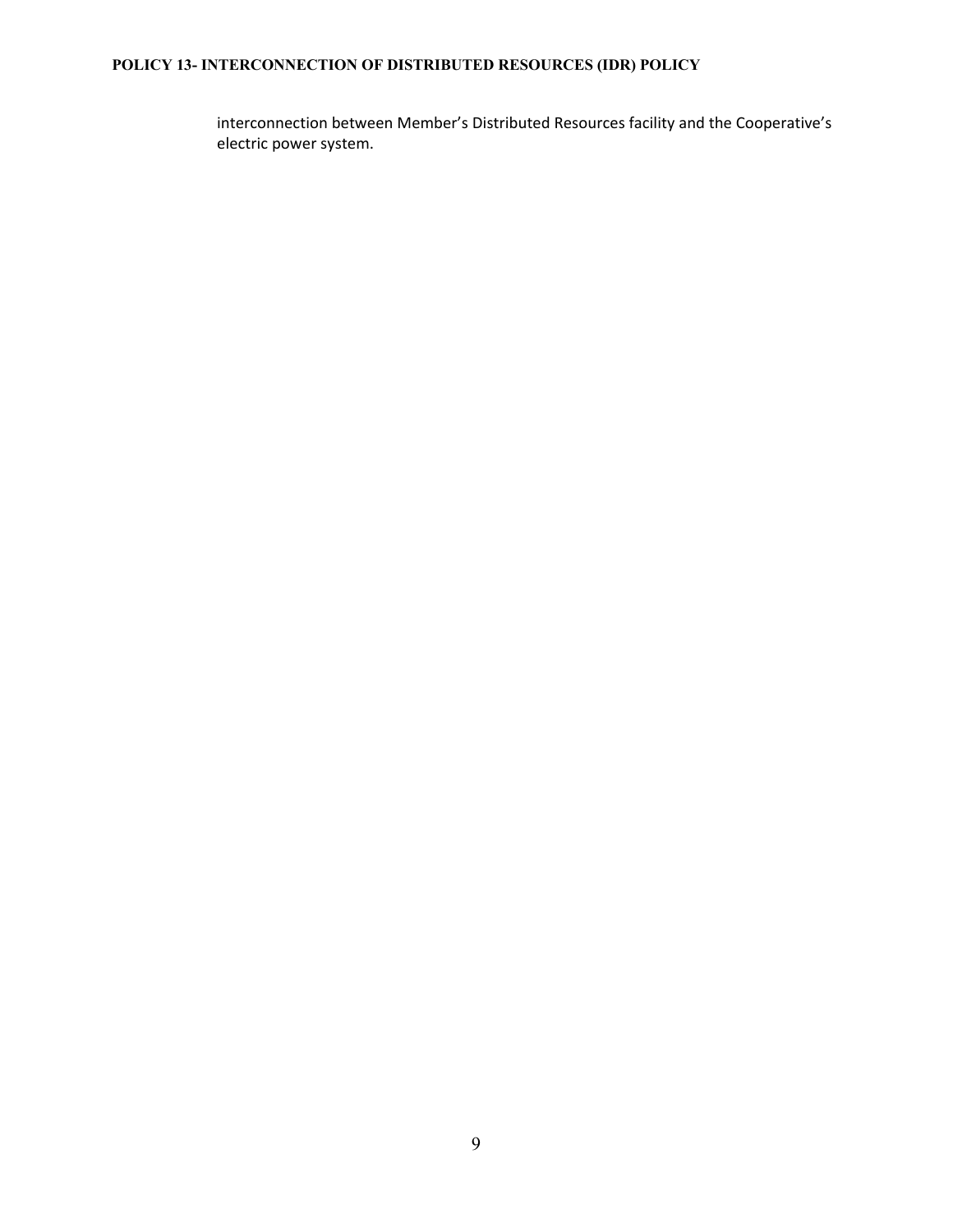interconnection between Member's Distributed Resources facility and the Cooperative's electric power system.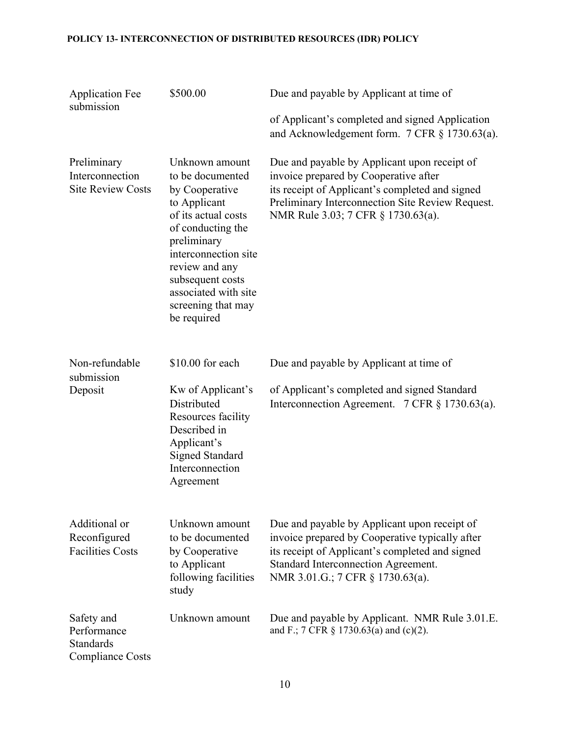| | | |
|---|---|---|
| Application Fee submission | \$500.00 | Due and payable by Applicant at time of of Applicant's completed and signed Application and Acknowledgement form. 7 CFR § 1730.63(a). |
| Preliminary Interconnection Site Review Costs | Unknown amount to be documented by Cooperative to Applicant of its actual costs of conducting the preliminary interconnection site review and any subsequent costs associated with site screening that may be required | Due and payable by Applicant upon receipt of invoice prepared by Cooperative after its receipt of Applicant's completed and signed Preliminary Interconnection Site Review Request. NMR Rule 3.03; 7 CFR § 1730.63(a). |
| Non-refundable submission Deposit | \$10.00 for each Kw of Applicant's Distributed Resources facility Described in Applicant's Signed Standard Interconnection Agreement | Due and payable by Applicant at time of of Applicant's completed and signed Standard Interconnection Agreement. 7 CFR § 1730.63(a). |
| Additional or Reconfigured Facilities Costs | Unknown amount to be documented by Cooperative to Applicant following facilities study | Due and payable by Applicant upon receipt of invoice prepared by Cooperative typically after its receipt of Applicant's completed and signed Standard Interconnection Agreement. NMR 3.01.G.; 7 CFR § 1730.63(a). |
| Safety and Performance Standards Compliance Costs | Unknown amount | Due and payable by Applicant. NMR Rule 3.01.E. and F.; 7 CFR § 1730.63(a) and (c)(2). |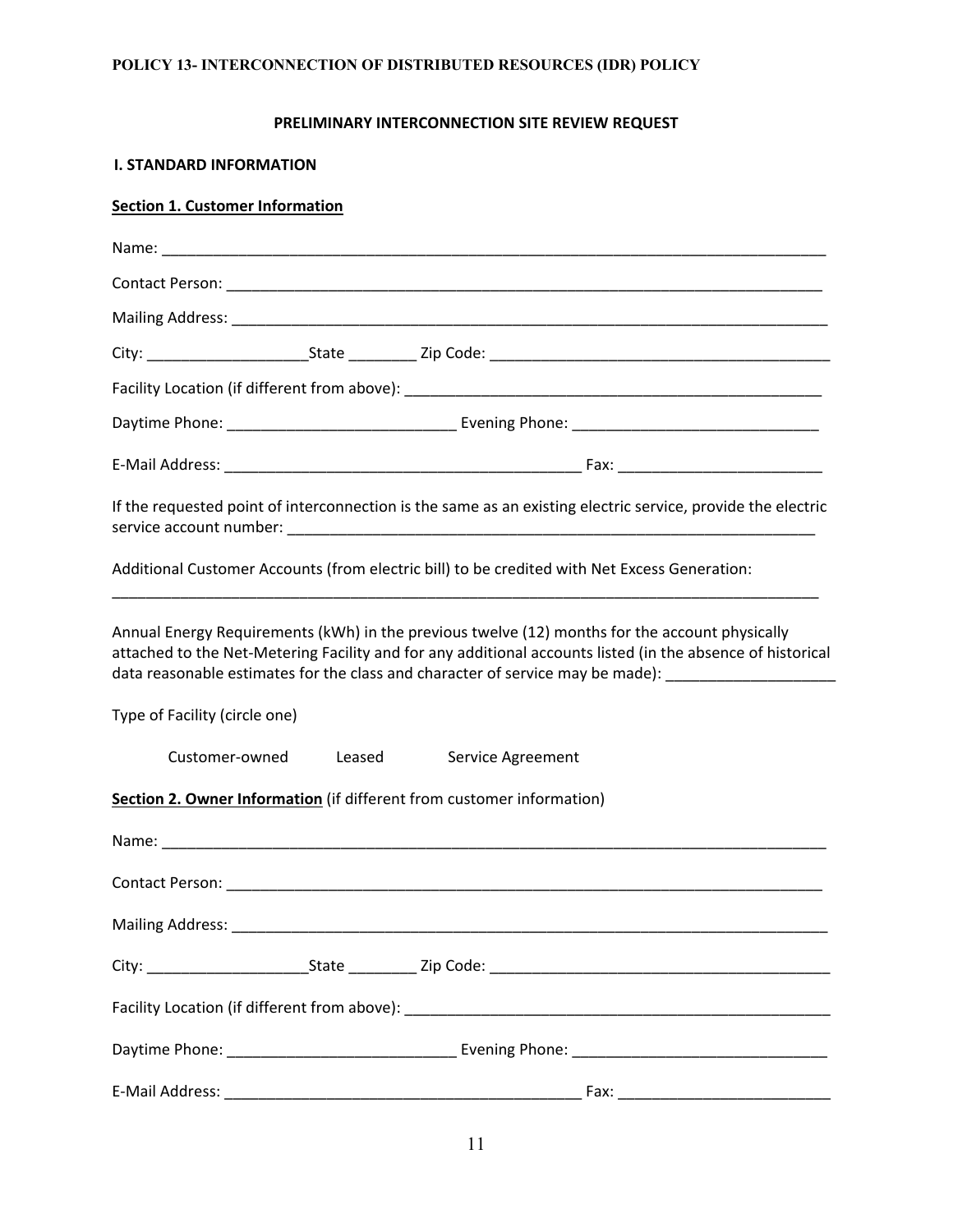**POLICY 13- INTERCONNECTION OF DISTRIBUTED RESOURCES (IDR) POLICY**

## PRELIMINARY INTERCONNECTION SITE REVIEW REQUEST

### I. STANDARD INFORMATION

**Section 1. Customer Information**

Name: ______________________________________________________________________________

Contact Person: ________________________________________________________________________

Mailing Address: _______________________________________________________________________

City: ___________________State ________ Zip Code: _________________________________________

Facility Location (if different from above): ___________________________________________________

Daytime Phone: __________________________ Evening Phone: ____________________________

E-Mail Address: _________________________________________ Fax: _______________________

If the requested point of interconnection is the same as an existing electric service, provide the electric service account number: _______________________________________________________________

Additional Customer Accounts (from electric bill) to be credited with Net Excess Generation:

_____________________________________________________________________________________

Annual Energy Requirements (kWh) in the previous twelve (12) months for the account physically attached to the Net-Metering Facility and for any additional accounts listed (in the absence of historical data reasonable estimates for the class and character of service may be made): ___________________

Type of Facility (circle one)

Customer-owned    Leased    Service Agreement

**Section 2. Owner Information** (if different from customer information)

Name: ______________________________________________________________________________

Contact Person: ________________________________________________________________________

Mailing Address: _______________________________________________________________________

City: ___________________State ________ Zip Code: _________________________________________

Facility Location (if different from above): ___________________________________________________

Daytime Phone: __________________________ Evening Phone: ____________________________

E-Mail Address: _________________________________________ Fax: _______________________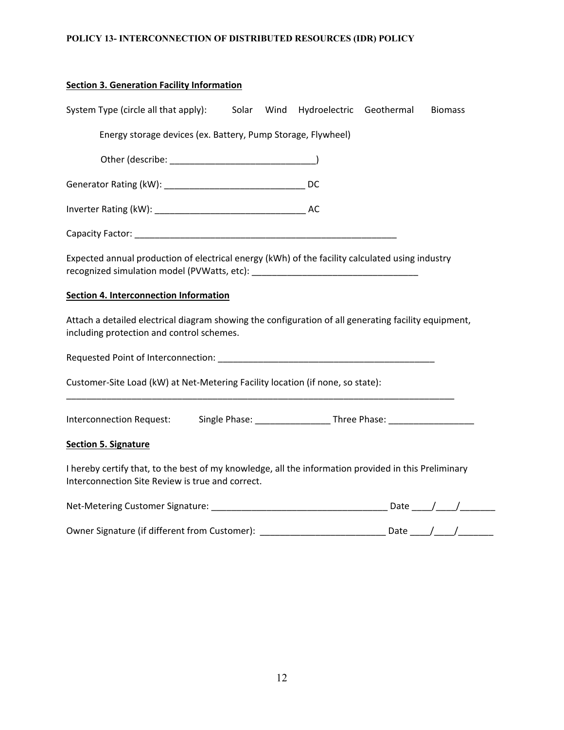**Section 3. Generation Facility Information**

System Type (circle all that apply): Solar Wind Hydroelectric Geothermal Biomass

Energy storage devices (ex. Battery, Pump Storage, Flywheel)

Other (describe: ____________________________)

Generator Rating (kW): ____________________________ DC

Inverter Rating (kW): ______________________________ AC

Capacity Factor: ______________________________________________________

Expected annual production of electrical energy (kWh) of the facility calculated using industry recognized simulation model (PVWatts, etc): _________________________________

**Section 4. Interconnection Information**

Attach a detailed electrical diagram showing the configuration of all generating facility equipment, including protection and control schemes.

Requested Point of Interconnection: _____________________________________________

Customer-Site Load (kW) at Net-Metering Facility location (if none, so state):

________________________________________________________________________________

Interconnection Request: Single Phase: _______________ Three Phase: _________________

**Section 5. Signature**

I hereby certify that, to the best of my knowledge, all the information provided in this Preliminary Interconnection Site Review is true and correct.

Net-Metering Customer Signature: ___________________________________ Date ____/____/_______

Owner Signature (if different from Customer): ________________________ Date ____/____/_______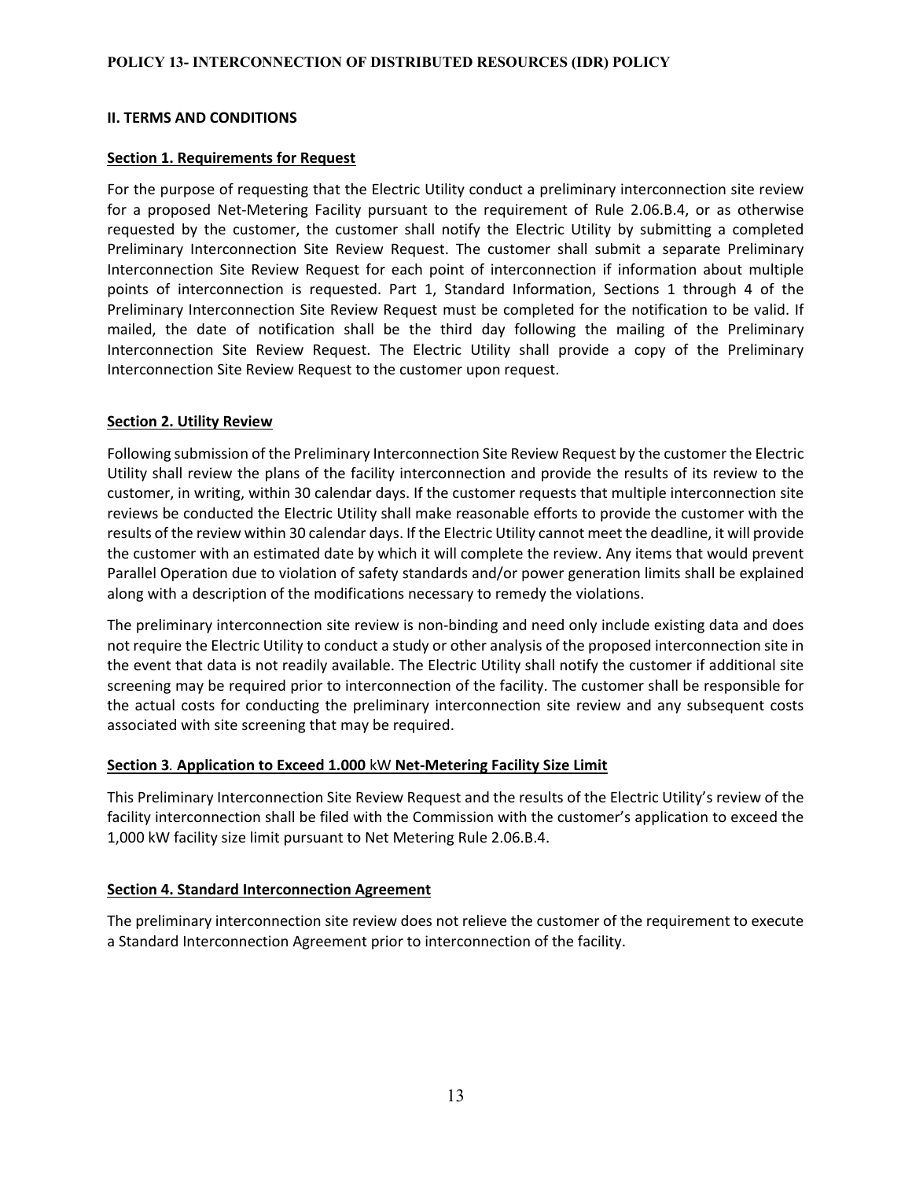## II. TERMS AND CONDITIONS

### Section 1. Requirements for Request

For the purpose of requesting that the Electric Utility conduct a preliminary interconnection site review for a proposed Net-Metering Facility pursuant to the requirement of Rule 2.06.B.4, or as otherwise requested by the customer, the customer shall notify the Electric Utility by submitting a completed Preliminary Interconnection Site Review Request. The customer shall submit a separate Preliminary Interconnection Site Review Request for each point of interconnection if information about multiple points of interconnection is requested. Part 1, Standard Information, Sections 1 through 4 of the Preliminary Interconnection Site Review Request must be completed for the notification to be valid. If mailed, the date of notification shall be the third day following the mailing of the Preliminary Interconnection Site Review Request. The Electric Utility shall provide a copy of the Preliminary Interconnection Site Review Request to the customer upon request.

### Section 2. Utility Review

Following submission of the Preliminary Interconnection Site Review Request by the customer the Electric Utility shall review the plans of the facility interconnection and provide the results of its review to the customer, in writing, within 30 calendar days. If the customer requests that multiple interconnection site reviews be conducted the Electric Utility shall make reasonable efforts to provide the customer with the results of the review within 30 calendar days. If the Electric Utility cannot meet the deadline, it will provide the customer with an estimated date by which it will complete the review. Any items that would prevent Parallel Operation due to violation of safety standards and/or power generation limits shall be explained along with a description of the modifications necessary to remedy the violations.

The preliminary interconnection site review is non-binding and need only include existing data and does not require the Electric Utility to conduct a study or other analysis of the proposed interconnection site in the event that data is not readily available. The Electric Utility shall notify the customer if additional site screening may be required prior to interconnection of the facility. The customer shall be responsible for the actual costs for conducting the preliminary interconnection site review and any subsequent costs associated with site screening that may be required.

### Section 3. Application to Exceed 1.000 kW Net-Metering Facility Size Limit

This Preliminary Interconnection Site Review Request and the results of the Electric Utility's review of the facility interconnection shall be filed with the Commission with the customer's application to exceed the 1,000 kW facility size limit pursuant to Net Metering Rule 2.06.B.4.

### Section 4. Standard Interconnection Agreement

The preliminary interconnection site review does not relieve the customer of the requirement to execute a Standard Interconnection Agreement prior to interconnection of the facility.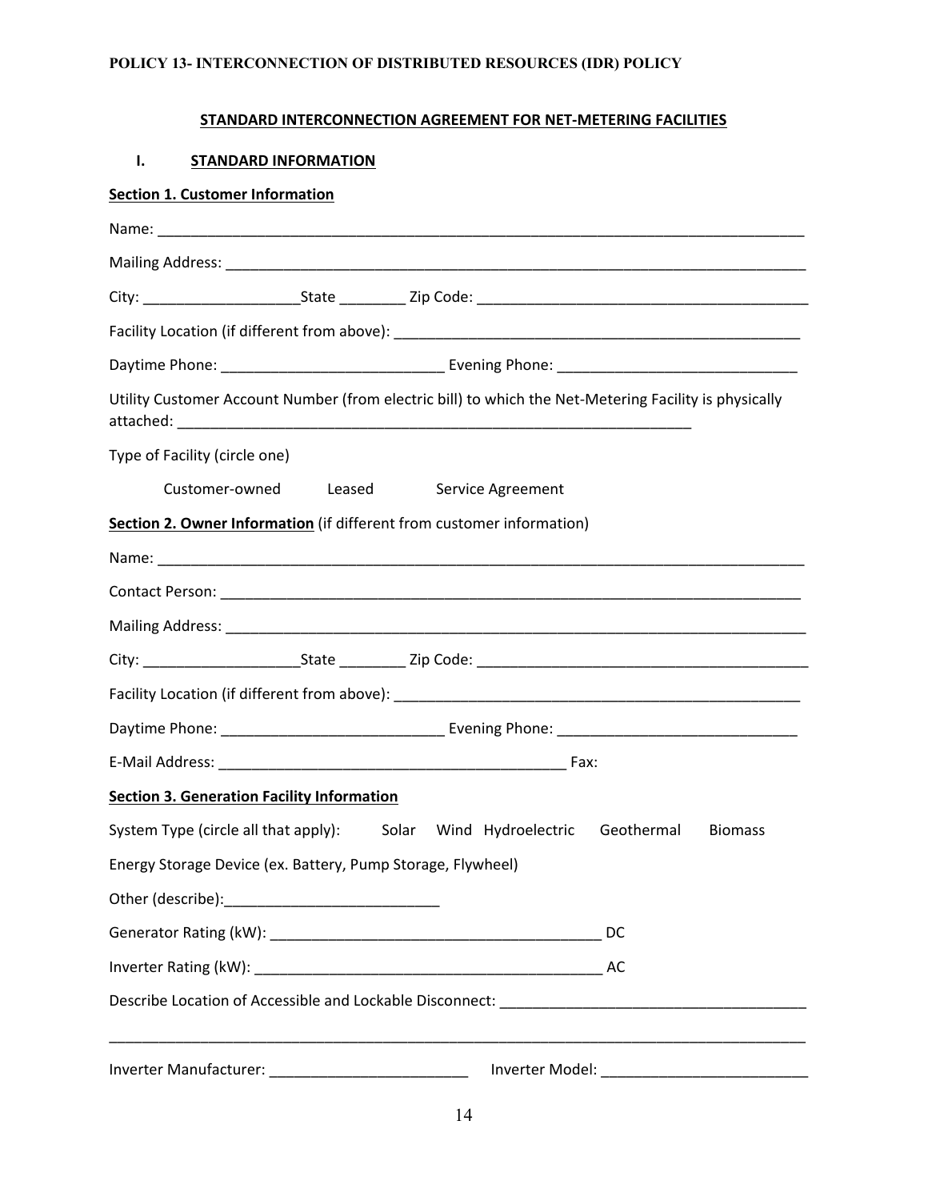POLICY 13- INTERCONNECTION OF DISTRIBUTED RESOURCES (IDR) POLICY

## STANDARD INTERCONNECTION AGREEMENT FOR NET-METERING FACILITIES

### I. STANDARD INFORMATION

**Section 1. Customer Information**

Name: ___________________________________________________________________________

Mailing Address: _____________________________________________________________________

City: ___________________State ________ Zip Code: ________________________________________

Facility Location (if different from above): __________________________________________________

Daytime Phone: __________________________ Evening Phone: ____________________________

Utility Customer Account Number (from electric bill) to which the Net-Metering Facility is physically attached: ______________________________________________________________

Type of Facility (circle one)

Customer-owned    Leased    Service Agreement

**Section 2. Owner Information** (if different from customer information)

Name: ___________________________________________________________________________

Contact Person: _____________________________________________________________________

Mailing Address: _____________________________________________________________________

City: ___________________State ________ Zip Code: ________________________________________

Facility Location (if different from above): __________________________________________________

Daytime Phone: __________________________ Evening Phone: ____________________________

E-Mail Address: __________________________________________ Fax:

**Section 3. Generation Facility Information**

System Type (circle all that apply):    Solar    Wind    Hydroelectric    Geothermal    Biomass

Energy Storage Device (ex. Battery, Pump Storage, Flywheel)

Other (describe):_________________________

Generator Rating (kW): ________________________________________ DC

Inverter Rating (kW): __________________________________________ AC

Describe Location of Accessible and Lockable Disconnect: _____________________________________

_________________________________________________________________________________

Inverter Manufacturer: ________________________    Inverter Model: _________________________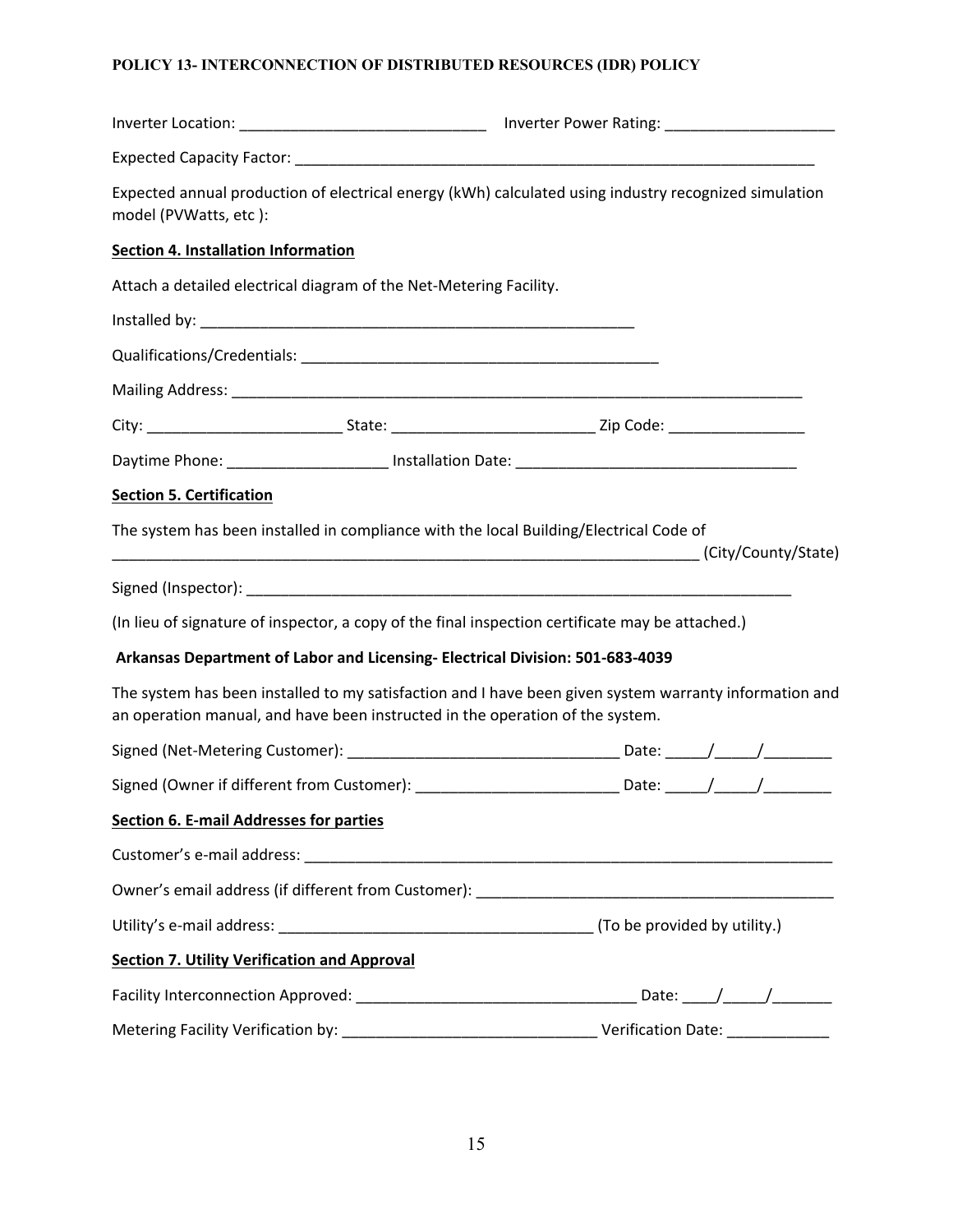Inverter Location: ______________________________ Inverter Power Rating: ____________________

Expected Capacity Factor: ________________________________________________________________

Expected annual production of electrical energy (kWh) calculated using industry recognized simulation model (PVWatts, etc ):

**Section 4. Installation Information**

Attach a detailed electrical diagram of the Net-Metering Facility.

Installed by: ______________________________________________________

Qualifications/Credentials: ____________________________________________

Mailing Address: ______________________________________________________________________

City: _______________________ State: ________________________ Zip Code: ________________

Daytime Phone: ___________________ Installation Date: _________________________________

**Section 5. Certification**

The system has been installed in compliance with the local Building/Electrical Code of
_________________________________________________________________________ (City/County/State)

Signed (Inspector): ___________________________________________________________________

(In lieu of signature of inspector, a copy of the final inspection certificate may be attached.)

**Arkansas Department of Labor and Licensing- Electrical Division: 501-683-4039**

The system has been installed to my satisfaction and I have been given system warranty information and an operation manual, and have been instructed in the operation of the system.

Signed (Net-Metering Customer): ________________________________ Date: _____/_____/________

Signed (Owner if different from Customer): ________________________ Date: _____/_____/________

**Section 6. E-mail Addresses for parties**

Customer's e-mail address: _________________________________________________________________

Owner's email address (if different from Customer): __________________________________________

Utility's e-mail address: _____________________________________ (To be provided by utility.)

**Section 7. Utility Verification and Approval**

Facility Interconnection Approved: _________________________________ Date: ____/_____/_______

Metering Facility Verification by: ______________________________ Verification Date: ____________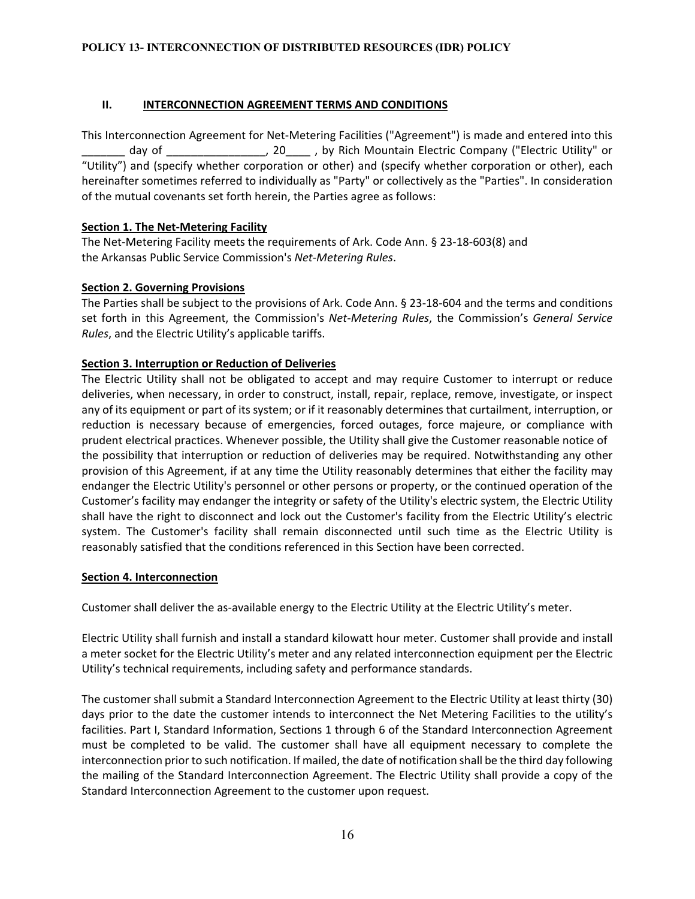## II. INTERCONNECTION AGREEMENT TERMS AND CONDITIONS

This Interconnection Agreement for Net-Metering Facilities ("Agreement") is made and entered into this _______ day of ________________, 20____ , by Rich Mountain Electric Company ("Electric Utility" or "Utility") and (specify whether corporation or other) and (specify whether corporation or other), each hereinafter sometimes referred to individually as "Party" or collectively as the "Parties". In consideration of the mutual covenants set forth herein, the Parties agree as follows:

### Section 1. The Net-Metering Facility

The Net-Metering Facility meets the requirements of Ark. Code Ann. § 23-18-603(8) and the Arkansas Public Service Commission's *Net-Metering Rules*.

### Section 2. Governing Provisions

The Parties shall be subject to the provisions of Ark. Code Ann. § 23-18-604 and the terms and conditions set forth in this Agreement, the Commission's *Net-Metering Rules*, the Commission's *General Service Rules*, and the Electric Utility's applicable tariffs.

### Section 3. Interruption or Reduction of Deliveries

The Electric Utility shall not be obligated to accept and may require Customer to interrupt or reduce deliveries, when necessary, in order to construct, install, repair, replace, remove, investigate, or inspect any of its equipment or part of its system; or if it reasonably determines that curtailment, interruption, or reduction is necessary because of emergencies, forced outages, force majeure, or compliance with prudent electrical practices. Whenever possible, the Utility shall give the Customer reasonable notice of the possibility that interruption or reduction of deliveries may be required. Notwithstanding any other provision of this Agreement, if at any time the Utility reasonably determines that either the facility may endanger the Electric Utility's personnel or other persons or property, or the continued operation of the Customer's facility may endanger the integrity or safety of the Utility's electric system, the Electric Utility shall have the right to disconnect and lock out the Customer's facility from the Electric Utility's electric system. The Customer's facility shall remain disconnected until such time as the Electric Utility is reasonably satisfied that the conditions referenced in this Section have been corrected.

### Section 4. Interconnection

Customer shall deliver the as-available energy to the Electric Utility at the Electric Utility's meter.

Electric Utility shall furnish and install a standard kilowatt hour meter. Customer shall provide and install a meter socket for the Electric Utility's meter and any related interconnection equipment per the Electric Utility's technical requirements, including safety and performance standards.

The customer shall submit a Standard Interconnection Agreement to the Electric Utility at least thirty (30) days prior to the date the customer intends to interconnect the Net Metering Facilities to the utility's facilities. Part I, Standard Information, Sections 1 through 6 of the Standard Interconnection Agreement must be completed to be valid. The customer shall have all equipment necessary to complete the interconnection prior to such notification. If mailed, the date of notification shall be the third day following the mailing of the Standard Interconnection Agreement. The Electric Utility shall provide a copy of the Standard Interconnection Agreement to the customer upon request.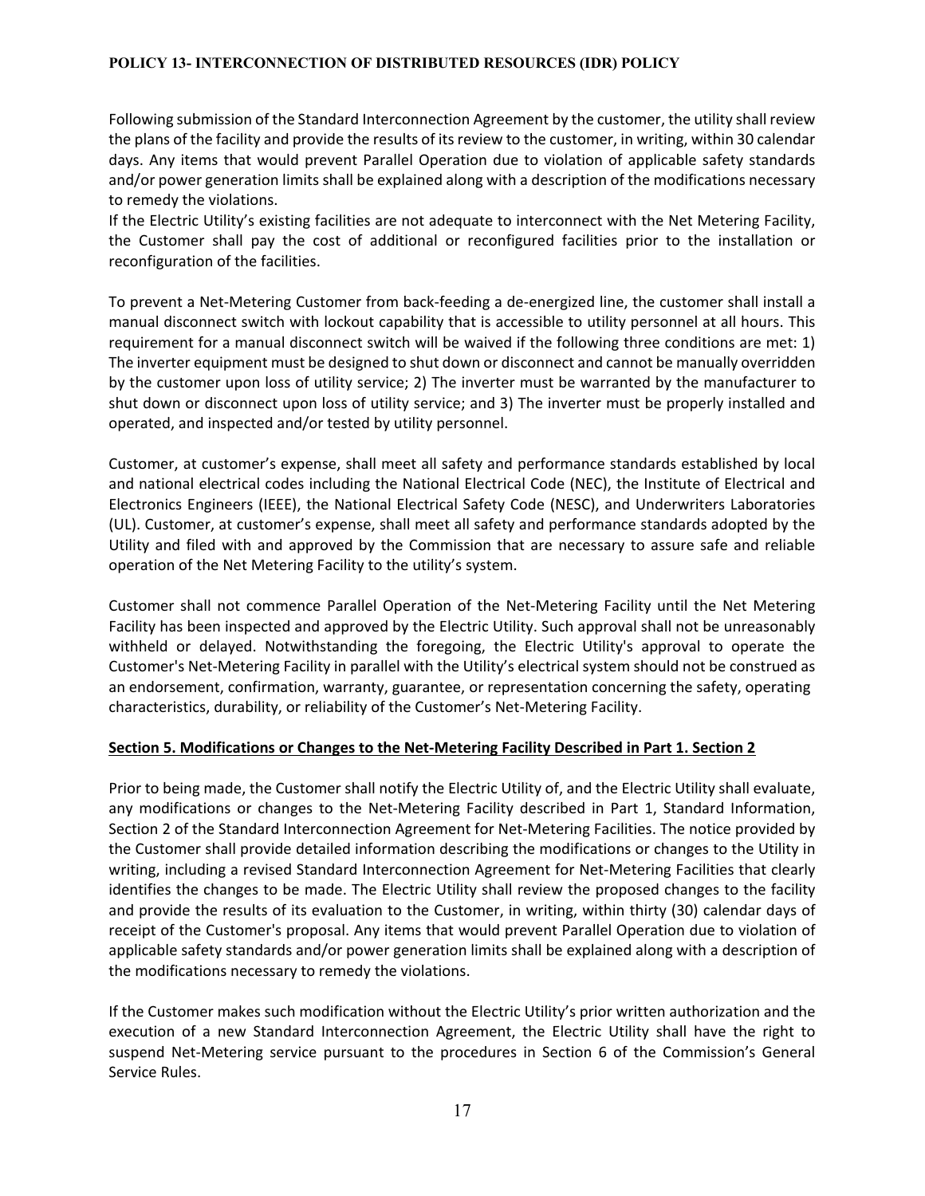Following submission of the Standard Interconnection Agreement by the customer, the utility shall review the plans of the facility and provide the results of its review to the customer, in writing, within 30 calendar days. Any items that would prevent Parallel Operation due to violation of applicable safety standards and/or power generation limits shall be explained along with a description of the modifications necessary to remedy the violations.

If the Electric Utility's existing facilities are not adequate to interconnect with the Net Metering Facility, the Customer shall pay the cost of additional or reconfigured facilities prior to the installation or reconfiguration of the facilities.

To prevent a Net-Metering Customer from back-feeding a de-energized line, the customer shall install a manual disconnect switch with lockout capability that is accessible to utility personnel at all hours. This requirement for a manual disconnect switch will be waived if the following three conditions are met: 1) The inverter equipment must be designed to shut down or disconnect and cannot be manually overridden by the customer upon loss of utility service; 2) The inverter must be warranted by the manufacturer to shut down or disconnect upon loss of utility service; and 3) The inverter must be properly installed and operated, and inspected and/or tested by utility personnel.

Customer, at customer's expense, shall meet all safety and performance standards established by local and national electrical codes including the National Electrical Code (NEC), the Institute of Electrical and Electronics Engineers (IEEE), the National Electrical Safety Code (NESC), and Underwriters Laboratories (UL). Customer, at customer's expense, shall meet all safety and performance standards adopted by the Utility and filed with and approved by the Commission that are necessary to assure safe and reliable operation of the Net Metering Facility to the utility's system.

Customer shall not commence Parallel Operation of the Net-Metering Facility until the Net Metering Facility has been inspected and approved by the Electric Utility. Such approval shall not be unreasonably withheld or delayed. Notwithstanding the foregoing, the Electric Utility's approval to operate the Customer's Net-Metering Facility in parallel with the Utility's electrical system should not be construed as an endorsement, confirmation, warranty, guarantee, or representation concerning the safety, operating characteristics, durability, or reliability of the Customer's Net-Metering Facility.

## Section 5. Modifications or Changes to the Net-Metering Facility Described in Part 1. Section 2

Prior to being made, the Customer shall notify the Electric Utility of, and the Electric Utility shall evaluate, any modifications or changes to the Net-Metering Facility described in Part 1, Standard Information, Section 2 of the Standard Interconnection Agreement for Net-Metering Facilities. The notice provided by the Customer shall provide detailed information describing the modifications or changes to the Utility in writing, including a revised Standard Interconnection Agreement for Net-Metering Facilities that clearly identifies the changes to be made. The Electric Utility shall review the proposed changes to the facility and provide the results of its evaluation to the Customer, in writing, within thirty (30) calendar days of receipt of the Customer's proposal. Any items that would prevent Parallel Operation due to violation of applicable safety standards and/or power generation limits shall be explained along with a description of the modifications necessary to remedy the violations.

If the Customer makes such modification without the Electric Utility's prior written authorization and the execution of a new Standard Interconnection Agreement, the Electric Utility shall have the right to suspend Net-Metering service pursuant to the procedures in Section 6 of the Commission's General Service Rules.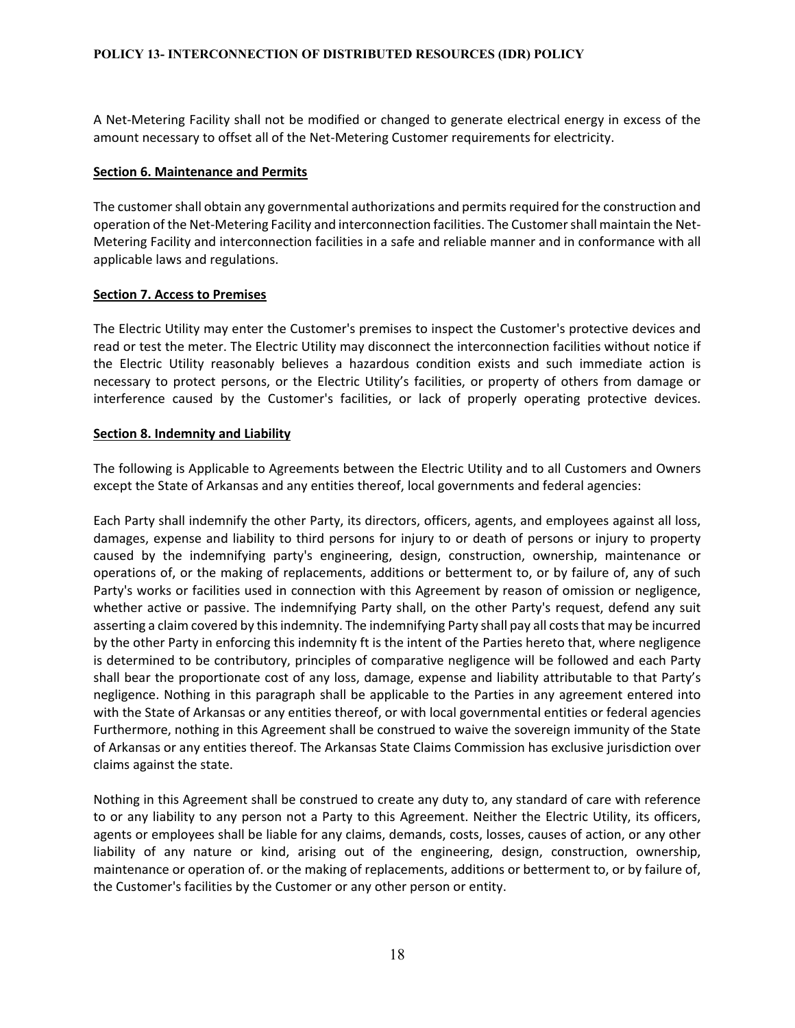A Net-Metering Facility shall not be modified or changed to generate electrical energy in excess of the amount necessary to offset all of the Net-Metering Customer requirements for electricity.

**Section 6. Maintenance and Permits**

The customer shall obtain any governmental authorizations and permits required for the construction and operation of the Net-Metering Facility and interconnection facilities. The Customer shall maintain the Net-Metering Facility and interconnection facilities in a safe and reliable manner and in conformance with all applicable laws and regulations.

**Section 7. Access to Premises**

The Electric Utility may enter the Customer's premises to inspect the Customer's protective devices and read or test the meter. The Electric Utility may disconnect the interconnection facilities without notice if the Electric Utility reasonably believes a hazardous condition exists and such immediate action is necessary to protect persons, or the Electric Utility's facilities, or property of others from damage or interference caused by the Customer's facilities, or lack of properly operating protective devices.

**Section 8. Indemnity and Liability**

The following is Applicable to Agreements between the Electric Utility and to all Customers and Owners except the State of Arkansas and any entities thereof, local governments and federal agencies:

Each Party shall indemnify the other Party, its directors, officers, agents, and employees against all loss, damages, expense and liability to third persons for injury to or death of persons or injury to property caused by the indemnifying party's engineering, design, construction, ownership, maintenance or operations of, or the making of replacements, additions or betterment to, or by failure of, any of such Party's works or facilities used in connection with this Agreement by reason of omission or negligence, whether active or passive. The indemnifying Party shall, on the other Party's request, defend any suit asserting a claim covered by this indemnity. The indemnifying Party shall pay all costs that may be incurred by the other Party in enforcing this indemnity ft is the intent of the Parties hereto that, where negligence is determined to be contributory, principles of comparative negligence will be followed and each Party shall bear the proportionate cost of any loss, damage, expense and liability attributable to that Party's negligence. Nothing in this paragraph shall be applicable to the Parties in any agreement entered into with the State of Arkansas or any entities thereof, or with local governmental entities or federal agencies Furthermore, nothing in this Agreement shall be construed to waive the sovereign immunity of the State of Arkansas or any entities thereof. The Arkansas State Claims Commission has exclusive jurisdiction over claims against the state.

Nothing in this Agreement shall be construed to create any duty to, any standard of care with reference to or any liability to any person not a Party to this Agreement. Neither the Electric Utility, its officers, agents or employees shall be liable for any claims, demands, costs, losses, causes of action, or any other liability of any nature or kind, arising out of the engineering, design, construction, ownership, maintenance or operation of. or the making of replacements, additions or betterment to, or by failure of, the Customer's facilities by the Customer or any other person or entity.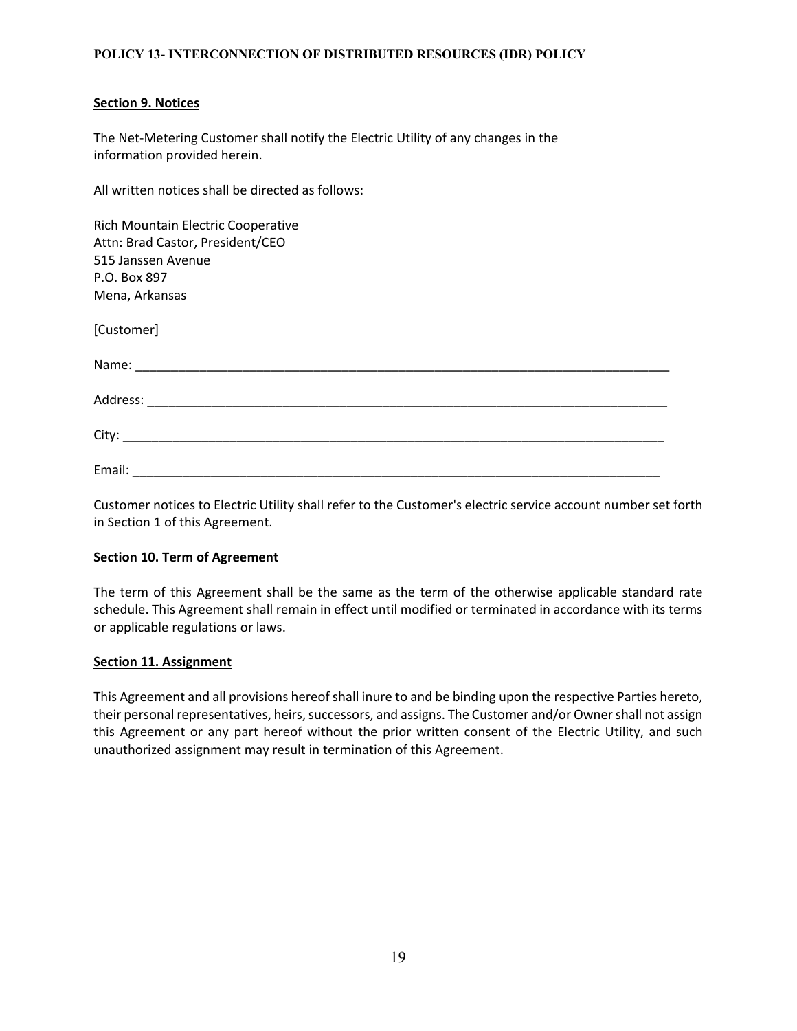**Section 9. Notices**

The Net-Metering Customer shall notify the Electric Utility of any changes in the information provided herein.

All written notices shall be directed as follows:

Rich Mountain Electric Cooperative
Attn: Brad Castor, President/CEO
515 Janssen Avenue
P.O. Box 897
Mena, Arkansas

[Customer]

Name: ___________________________________________________________________________

Address: _________________________________________________________________________

City: ____________________________________________________________________________

Email: ___________________________________________________________________________

Customer notices to Electric Utility shall refer to the Customer's electric service account number set forth in Section 1 of this Agreement.

**Section 10. Term of Agreement**

The term of this Agreement shall be the same as the term of the otherwise applicable standard rate schedule. This Agreement shall remain in effect until modified or terminated in accordance with its terms or applicable regulations or laws.

**Section 11. Assignment**

This Agreement and all provisions hereof shall inure to and be binding upon the respective Parties hereto, their personal representatives, heirs, successors, and assigns. The Customer and/or Owner shall not assign this Agreement or any part hereof without the prior written consent of the Electric Utility, and such unauthorized assignment may result in termination of this Agreement.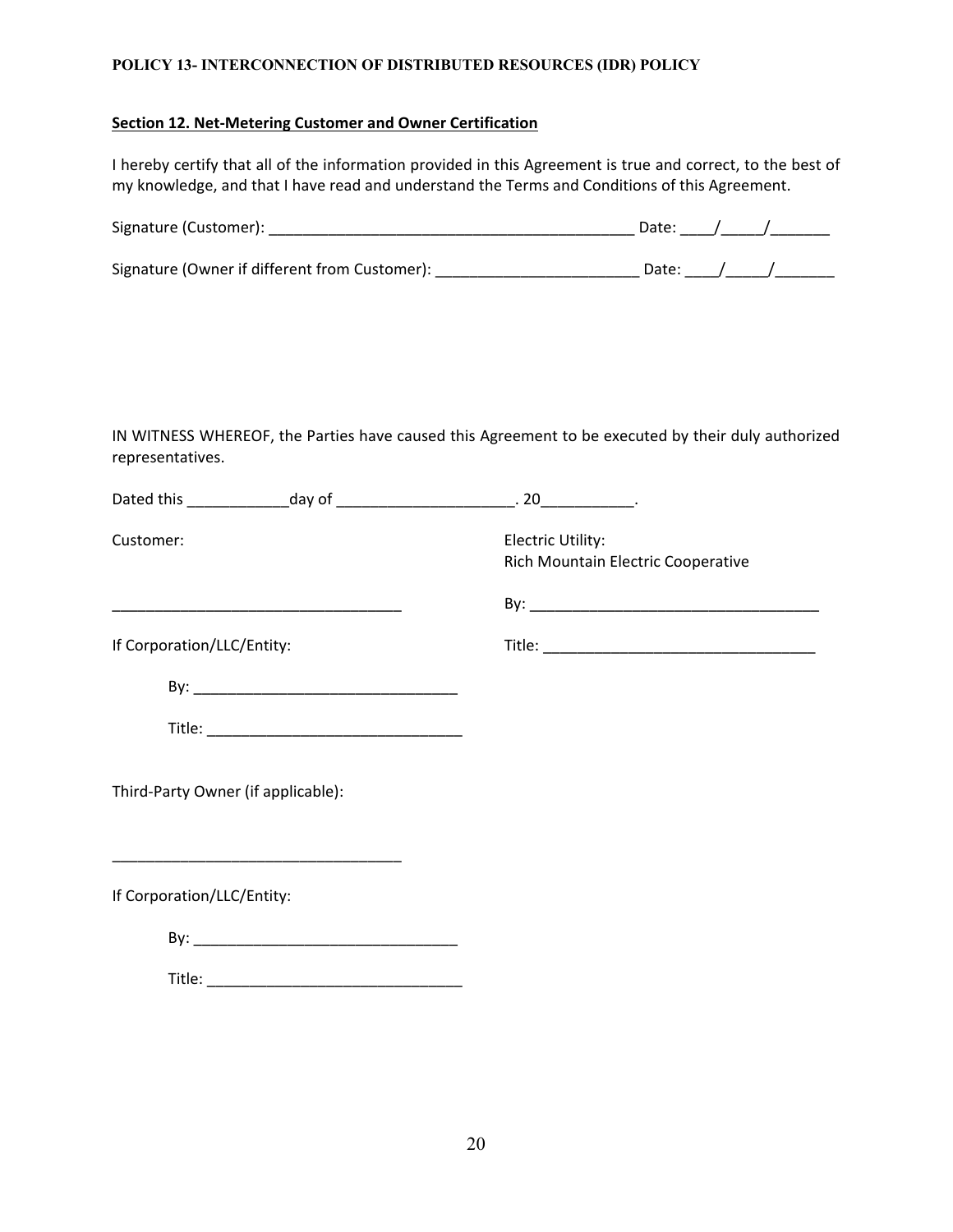## Section 12. Net-Metering Customer and Owner Certification

I hereby certify that all of the information provided in this Agreement is true and correct, to the best of my knowledge, and that I have read and understand the Terms and Conditions of this Agreement.

Signature (Customer): ___________________________________________ Date: ____/_____/_______

Signature (Owner if different from Customer): ________________________ Date: ____/_____/_______

IN WITNESS WHEREOF, the Parties have caused this Agreement to be executed by their duly authorized representatives.

Dated this ____________day of ____________________. 20___________.

Customer:

__________________________________

If Corporation/LLC/Entity:

By: ______________________________

Title: _____________________________

Electric Utility:
Rich Mountain Electric Cooperative

By: __________________________________

Title: ________________________________

Third-Party Owner (if applicable):

__________________________________

If Corporation/LLC/Entity:

By: ______________________________

Title: _____________________________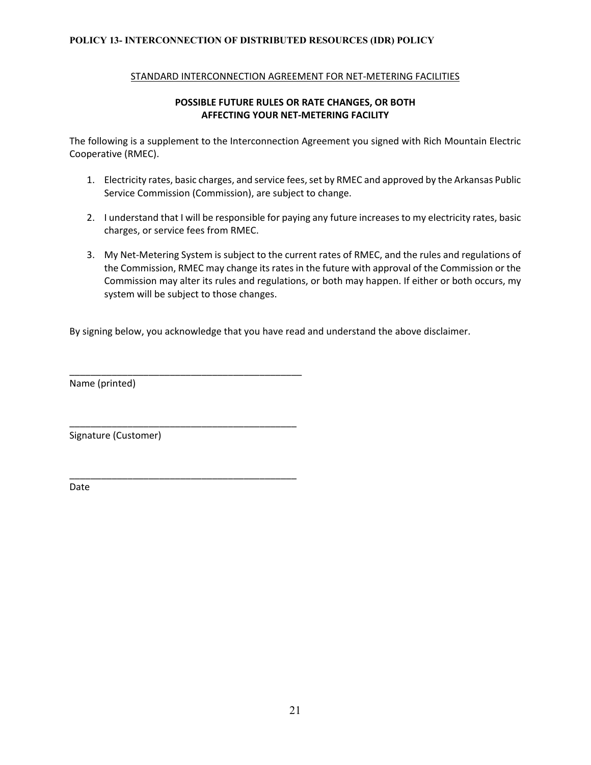STANDARD INTERCONNECTION AGREEMENT FOR NET-METERING FACILITIES

## POSSIBLE FUTURE RULES OR RATE CHANGES, OR BOTH AFFECTING YOUR NET-METERING FACILITY

The following is a supplement to the Interconnection Agreement you signed with Rich Mountain Electric Cooperative (RMEC).

1. Electricity rates, basic charges, and service fees, set by RMEC and approved by the Arkansas Public Service Commission (Commission), are subject to change.

2. I understand that I will be responsible for paying any future increases to my electricity rates, basic charges, or service fees from RMEC.

3. My Net-Metering System is subject to the current rates of RMEC, and the rules and regulations of the Commission, RMEC may change its rates in the future with approval of the Commission or the Commission may alter its rules and regulations, or both may happen. If either or both occurs, my system will be subject to those changes.

By signing below, you acknowledge that you have read and understand the above disclaimer.

\_\_\_\_\_\_\_\_\_\_\_\_\_\_\_\_\_\_\_\_\_\_\_\_\_\_\_\_\_\_\_\_\_\_\_\_\_\_\_\_\_\_\_\_
Name (printed)

\_\_\_\_\_\_\_\_\_\_\_\_\_\_\_\_\_\_\_\_\_\_\_\_\_\_\_\_\_\_\_\_\_\_\_\_\_\_\_\_\_\_\_\_
Signature (Customer)

\_\_\_\_\_\_\_\_\_\_\_\_\_\_\_\_\_\_\_\_\_\_\_\_\_\_\_\_\_\_\_\_\_\_\_\_\_\_\_\_\_\_\_\_
Date